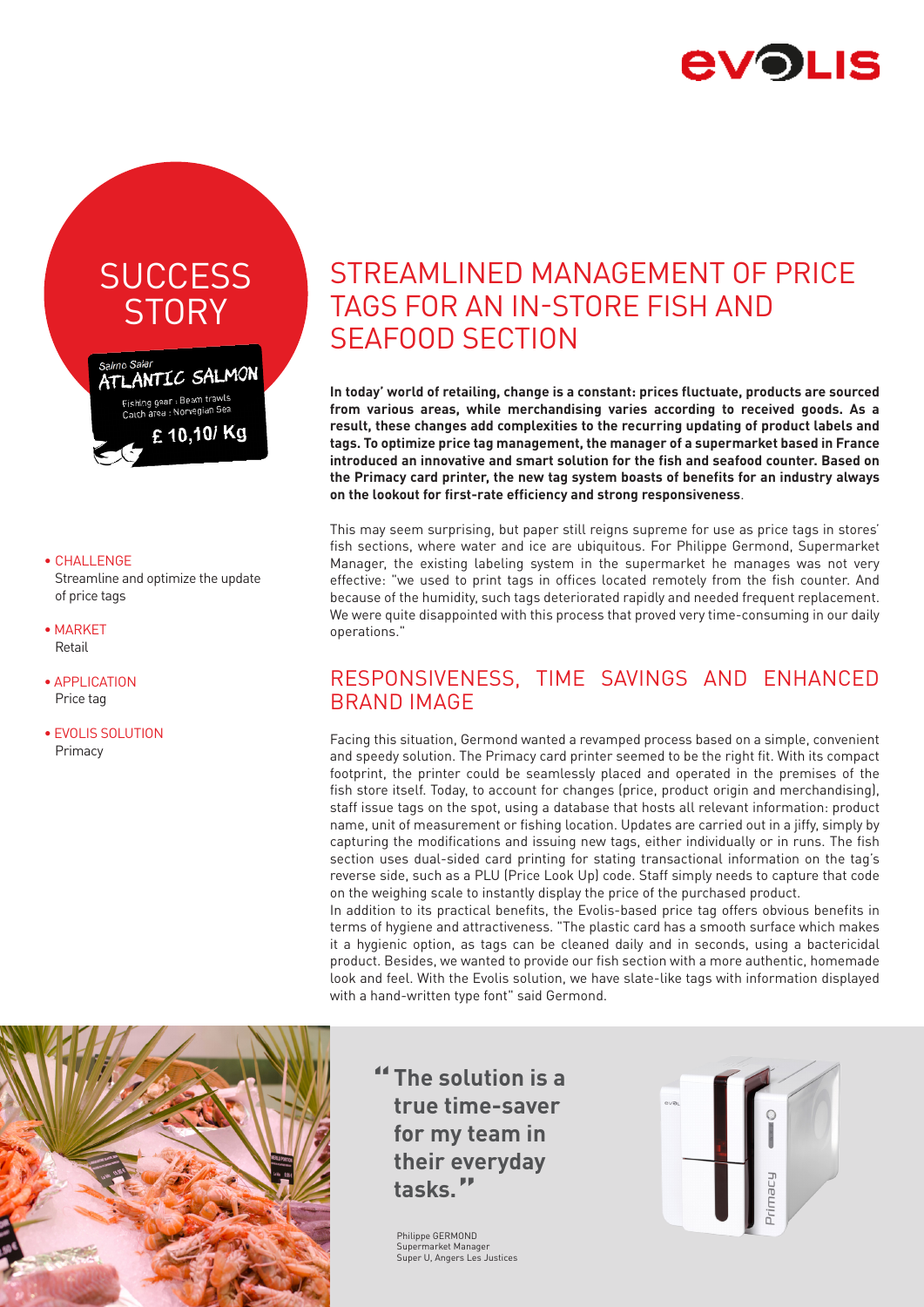# SUCCESS STORY

- CHALLENGE
  Streamline and optimize the update of price tags
- MARKET
  Retail
- APPLICATION
  Price tag
- EVOLIS SOLUTION
  Primacy

# STREAMLINED MANAGEMENT OF PRICE TAGS FOR AN IN-STORE FISH AND SEAFOOD SECTION

**In today' world of retailing, change is a constant: prices fluctuate, products are sourced from various areas, while merchandising varies according to received goods. As a result, these changes add complexities to the recurring updating of product labels and tags. To optimize price tag management, the manager of a supermarket based in France introduced an innovative and smart solution for the fish and seafood counter. Based on the Primacy card printer, the new tag system boasts of benefits for an industry always on the lookout for first-rate efficiency and strong responsiveness**.

This may seem surprising, but paper still reigns supreme for use as price tags in stores' fish sections, where water and ice are ubiquitous. For Philippe Germond, Supermarket Manager, the existing labeling system in the supermarket he manages was not very effective: "we used to print tags in offices located remotely from the fish counter. And because of the humidity, such tags deteriorated rapidly and needed frequent replacement. We were quite disappointed with this process that proved very time-consuming in our daily operations."

## RESPONSIVENESS, TIME SAVINGS AND ENHANCED BRAND IMAGE

Facing this situation, Germond wanted a revamped process based on a simple, convenient and speedy solution. The Primacy card printer seemed to be the right fit. With its compact footprint, the printer could be seamlessly placed and operated in the premises of the fish store itself. Today, to account for changes (price, product origin and merchandising), staff issue tags on the spot, using a database that hosts all relevant information: product name, unit of measurement or fishing location. Updates are carried out in a jiffy, simply by capturing the modifications and issuing new tags, either individually or in runs. The fish section uses dual-sided card printing for stating transactional information on the tag's reverse side, such as a PLU (Price Look Up) code. Staff simply needs to capture that code on the weighing scale to instantly display the price of the purchased product.

In addition to its practical benefits, the Evolis-based price tag offers obvious benefits in terms of hygiene and attractiveness. "The plastic card has a smooth surface which makes it a hygienic option, as tags can be cleaned daily and in seconds, using a bactericidal product. Besides, we wanted to provide our fish section with a more authentic, homemade look and feel. With the Evolis solution, we have slate-like tags with information displayed with a hand-written type font" said Germond.

> **"The solution is a true time-saver for my team in their everyday tasks."**

Philippe GERMOND
Supermarket Manager
Super U, Angers Les Justices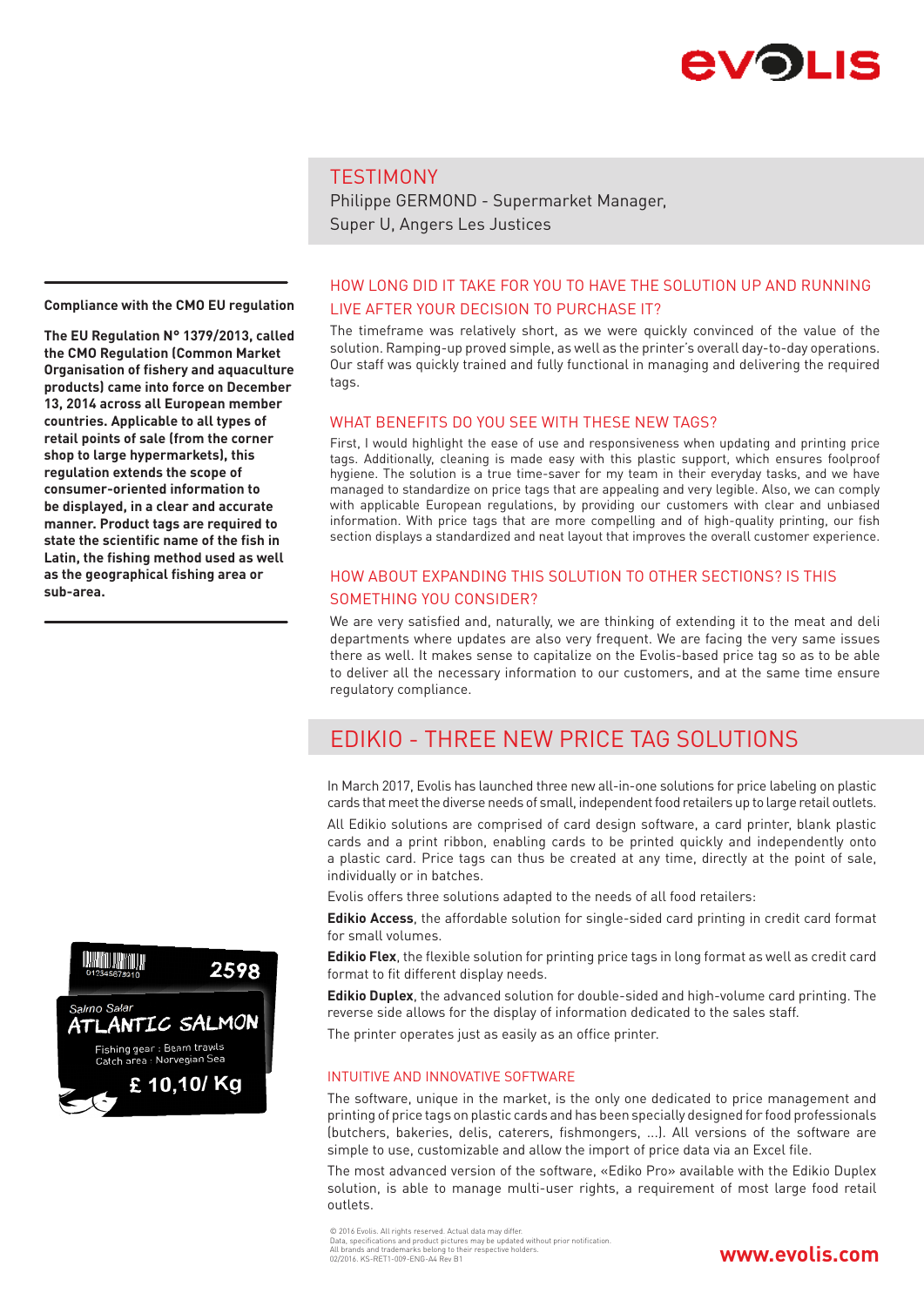## TESTIMONY

Philippe GERMOND - Supermarket Manager,
Super U, Angers Les Justices

**Compliance with the CMO EU regulation**

**The EU Regulation N° 1379/2013, called the CMO Regulation (Common Market Organisation of fishery and aquaculture products) came into force on December 13, 2014 across all European member countries. Applicable to all types of retail points of sale (from the corner shop to large hypermarkets), this regulation extends the scope of consumer-oriented information to be displayed, in a clear and accurate manner. Product tags are required to state the scientific name of the fish in Latin, the fishing method used as well as the geographical fishing area or sub-area.**

### HOW LONG DID IT TAKE FOR YOU TO HAVE THE SOLUTION UP AND RUNNING LIVE AFTER YOUR DECISION TO PURCHASE IT?

The timeframe was relatively short, as we were quickly convinced of the value of the solution. Ramping-up proved simple, as well as the printer's overall day-to-day operations. Our staff was quickly trained and fully functional in managing and delivering the required tags.

### WHAT BENEFITS DO YOU SEE WITH THESE NEW TAGS?

First, I would highlight the ease of use and responsiveness when updating and printing price tags. Additionally, cleaning is made easy with this plastic support, which ensures foolproof hygiene. The solution is a true time-saver for my team in their everyday tasks, and we have managed to standardize on price tags that are appealing and very legible. Also, we can comply with applicable European regulations, by providing our customers with clear and unbiased information. With price tags that are more compelling and of high-quality printing, our fish section displays a standardized and neat layout that improves the overall customer experience.

### HOW ABOUT EXPANDING THIS SOLUTION TO OTHER SECTIONS? IS THIS SOMETHING YOU CONSIDER?

We are very satisfied and, naturally, we are thinking of extending it to the meat and deli departments where updates are also very frequent. We are facing the very same issues there as well. It makes sense to capitalize on the Evolis-based price tag so as to be able to deliver all the necessary information to our customers, and at the same time ensure regulatory compliance.

## EDIKIO - THREE NEW PRICE TAG SOLUTIONS

In March 2017, Evolis has launched three new all-in-one solutions for price labeling on plastic cards that meet the diverse needs of small, independent food retailers up to large retail outlets.

All Edikio solutions are comprised of card design software, a card printer, blank plastic cards and a print ribbon, enabling cards to be printed quickly and independently onto a plastic card. Price tags can thus be created at any time, directly at the point of sale, individually or in batches.

Evolis offers three solutions adapted to the needs of all food retailers:

**Edikio Access**, the affordable solution for single-sided card printing in credit card format for small volumes.

**Edikio Flex**, the flexible solution for printing price tags in long format as well as credit card format to fit different display needs.

**Edikio Duplex**, the advanced solution for double-sided and high-volume card printing. The reverse side allows for the display of information dedicated to the sales staff.

The printer operates just as easily as an office printer.

### INTUITIVE AND INNOVATIVE SOFTWARE

The software, unique in the market, is the only one dedicated to price management and printing of price tags on plastic cards and has been specially designed for food professionals (butchers, bakeries, delis, caterers, fishmongers, ...). All versions of the software are simple to use, customizable and allow the import of price data via an Excel file.

The most advanced version of the software, «Ediko Pro» available with the Edikio Duplex solution, is able to manage multi-user rights, a requirement of most large food retail outlets.

© 2016 Evolis. All rights reserved. Actual data may differ.
Data, specifications and product pictures may be updated without prior notification.
All brands and trademarks belong to their respective holders.
02/2016. KS-RET1-009-ENG-A4 Rev B1

www.evolis.com